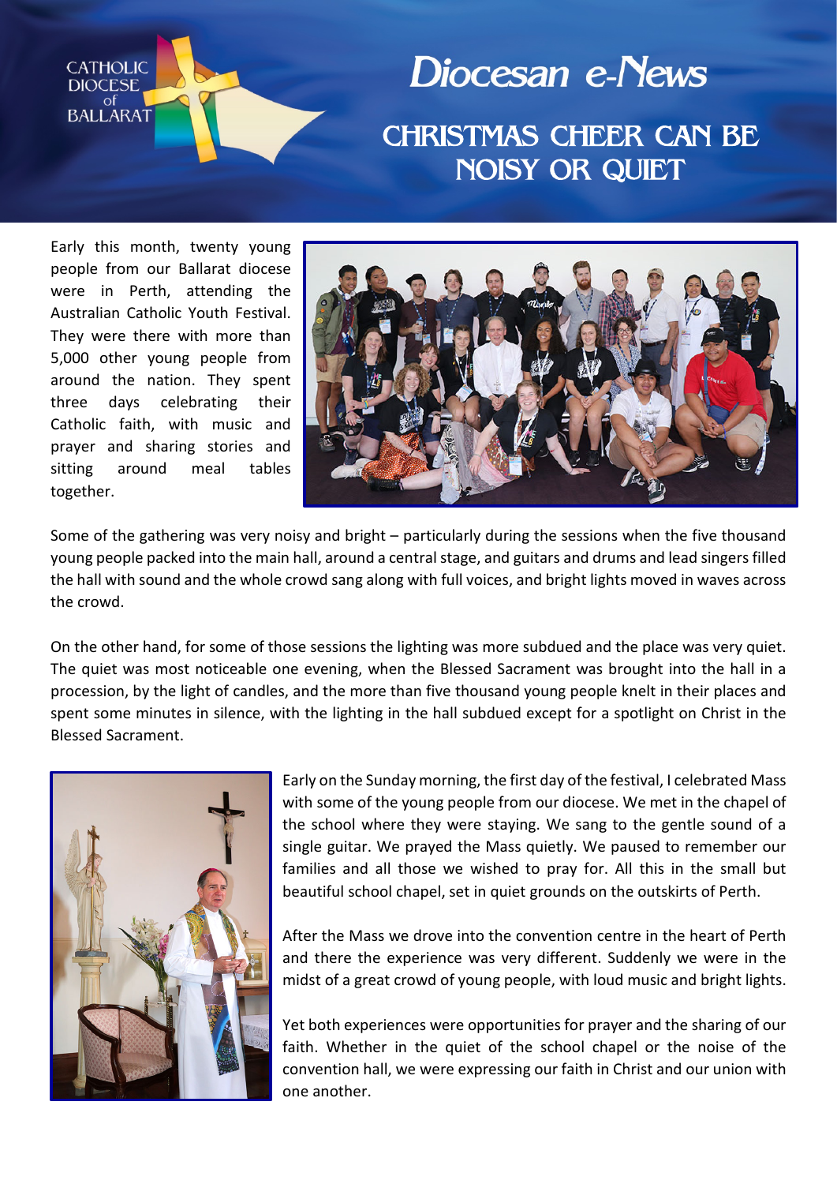CATHOLIC DIOCESE of BALLARAT

# Diocesan e-News

## CHRISTMAS CHEER CAN BE NOISY OR QUIET

Early this month, twenty young people from our Ballarat diocese were in Perth, attending the Australian Catholic Youth Festival. They were there with more than 5,000 other young people from around the nation. They spent three days celebrating their Catholic faith, with music and prayer and sharing stories and sitting around meal tables together.

Some of the gathering was very noisy and bright – particularly during the sessions when the five thousand young people packed into the main hall, around a central stage, and guitars and drums and lead singers filled the hall with sound and the whole crowd sang along with full voices, and bright lights moved in waves across the crowd.

On the other hand, for some of those sessions the lighting was more subdued and the place was very quiet. The quiet was most noticeable one evening, when the Blessed Sacrament was brought into the hall in a procession, by the light of candles, and the more than five thousand young people knelt in their places and spent some minutes in silence, with the lighting in the hall subdued except for a spotlight on Christ in the Blessed Sacrament.

Early on the Sunday morning, the first day of the festival, I celebrated Mass with some of the young people from our diocese. We met in the chapel of the school where they were staying. We sang to the gentle sound of a single guitar. We prayed the Mass quietly. We paused to remember our families and all those we wished to pray for. All this in the small but beautiful school chapel, set in quiet grounds on the outskirts of Perth.

After the Mass we drove into the convention centre in the heart of Perth and there the experience was very different. Suddenly we were in the midst of a great crowd of young people, with loud music and bright lights.

Yet both experiences were opportunities for prayer and the sharing of our faith. Whether in the quiet of the school chapel or the noise of the convention hall, we were expressing our faith in Christ and our union with one another.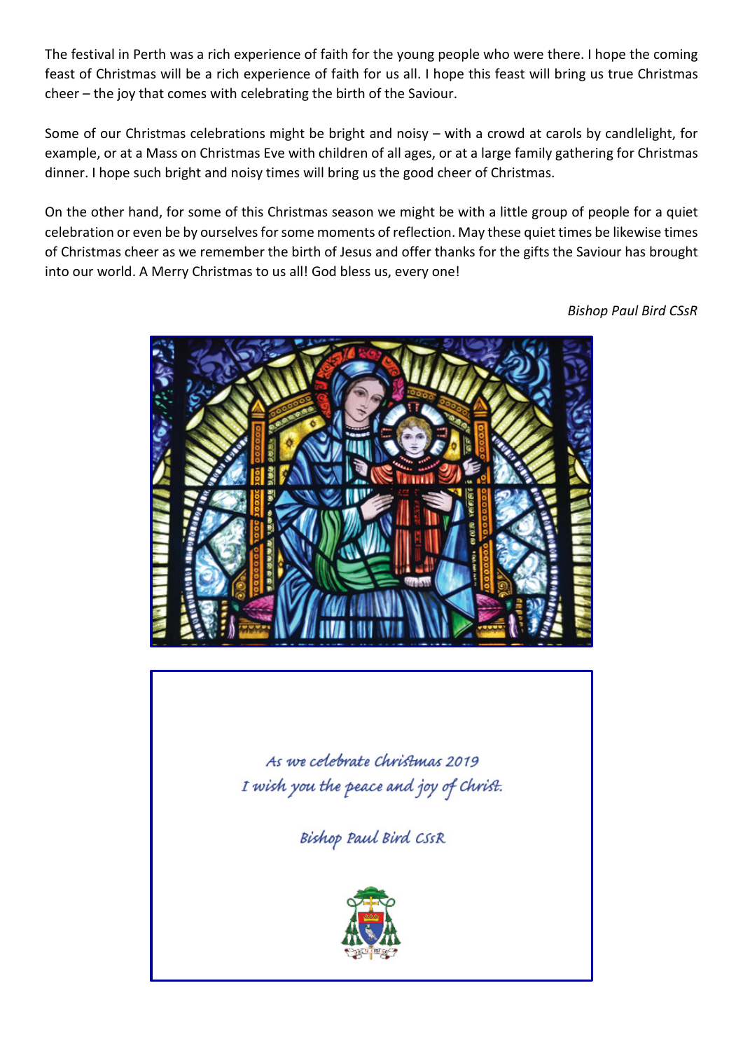The festival in Perth was a rich experience of faith for the young people who were there. I hope the coming feast of Christmas will be a rich experience of faith for us all. I hope this feast will bring us true Christmas cheer – the joy that comes with celebrating the birth of the Saviour.

Some of our Christmas celebrations might be bright and noisy – with a crowd at carols by candlelight, for example, or at a Mass on Christmas Eve with children of all ages, or at a large family gathering for Christmas dinner. I hope such bright and noisy times will bring us the good cheer of Christmas.

On the other hand, for some of this Christmas season we might be with a little group of people for a quiet celebration or even be by ourselves for some moments of reflection. May these quiet times be likewise times of Christmas cheer as we remember the birth of Jesus and offer thanks for the gifts the Saviour has brought into our world. A Merry Christmas to us all! God bless us, every one!

*Bishop Paul Bird CSsR*

*As we celebrate Christmas 2019*
*I wish you the peace and joy of Christ.*

*Bishop Paul Bird CSsR*